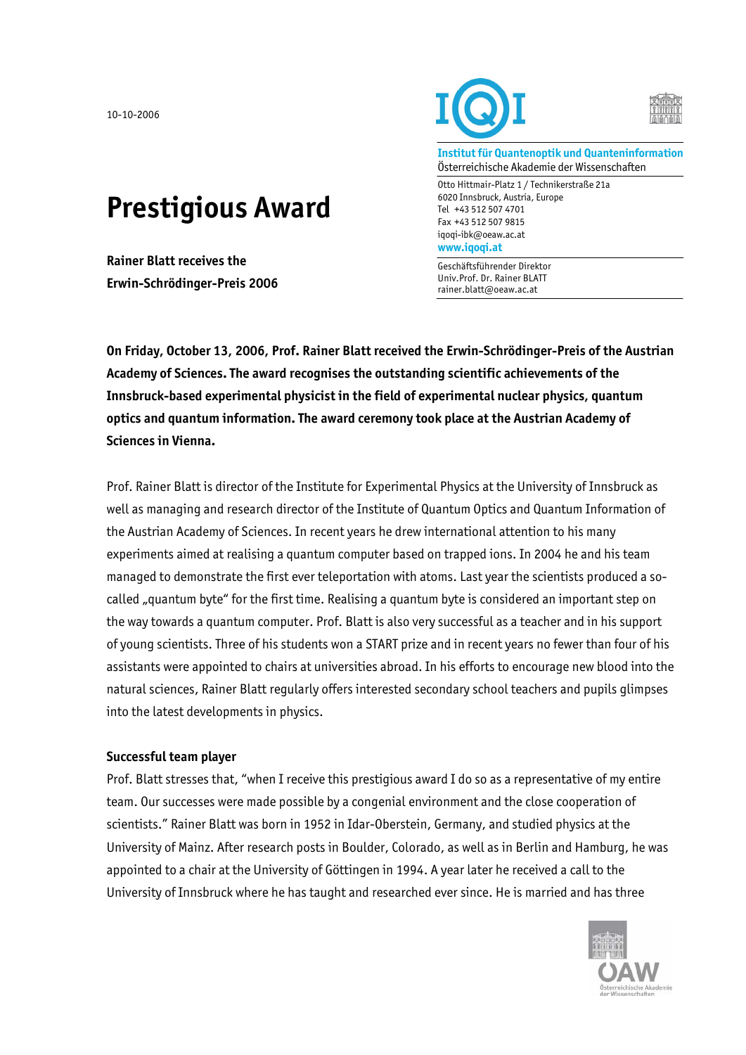10-10-2006

**Institut für Quantenoptik und Quanteninformation**
Österreichische Akademie der Wissenschaften

Otto Hittmair-Platz 1 / Technikerstraße 21a
6020 Innsbruck, Austria, Europe
Tel +43 512 507 4701
Fax +43 512 507 9815
iqoqi-ibk@oeaw.ac.at
**www.iqoqi.at**

Geschäftsführender Direktor
Univ.Prof. Dr. Rainer BLATT
rainer.blatt@oeaw.ac.at

# Prestigious Award

**Rainer Blatt receives the Erwin-Schrödinger-Preis 2006**

**On Friday, October 13, 2006, Prof. Rainer Blatt received the Erwin-Schrödinger-Preis of the Austrian Academy of Sciences. The award recognises the outstanding scientific achievements of the Innsbruck-based experimental physicist in the field of experimental nuclear physics, quantum optics and quantum information. The award ceremony took place at the Austrian Academy of Sciences in Vienna.**

Prof. Rainer Blatt is director of the Institute for Experimental Physics at the University of Innsbruck as well as managing and research director of the Institute of Quantum Optics and Quantum Information of the Austrian Academy of Sciences. In recent years he drew international attention to his many experiments aimed at realising a quantum computer based on trapped ions. In 2004 he and his team managed to demonstrate the first ever teleportation with atoms. Last year the scientists produced a so-called „quantum byte" for the first time. Realising a quantum byte is considered an important step on the way towards a quantum computer. Prof. Blatt is also very successful as a teacher and in his support of young scientists. Three of his students won a START prize and in recent years no fewer than four of his assistants were appointed to chairs at universities abroad. In his efforts to encourage new blood into the natural sciences, Rainer Blatt regularly offers interested secondary school teachers and pupils glimpses into the latest developments in physics.

### Successful team player

Prof. Blatt stresses that, "when I receive this prestigious award I do so as a representative of my entire team. Our successes were made possible by a congenial environment and the close cooperation of scientists." Rainer Blatt was born in 1952 in Idar-Oberstein, Germany, and studied physics at the University of Mainz. After research posts in Boulder, Colorado, as well as in Berlin and Hamburg, he was appointed to a chair at the University of Göttingen in 1994. A year later he received a call to the University of Innsbruck where he has taught and researched ever since. He is married and has three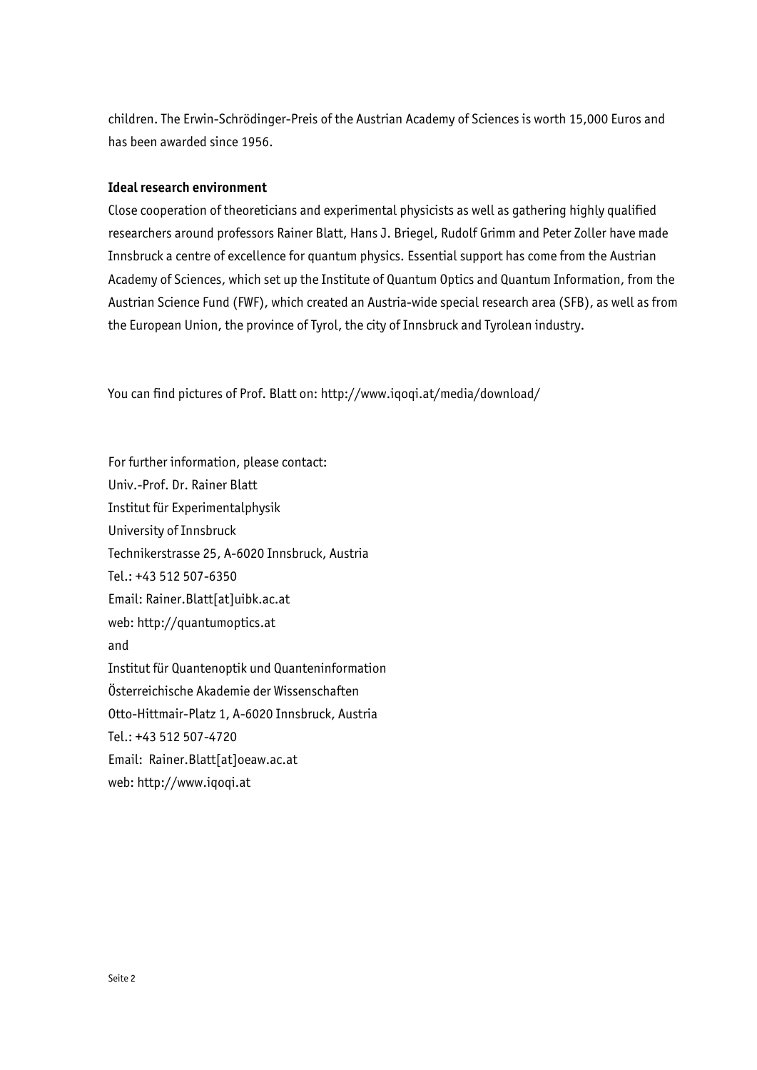children. The Erwin-Schrödinger-Preis of the Austrian Academy of Sciences is worth 15,000 Euros and has been awarded since 1956.

**Ideal research environment**

Close cooperation of theoreticians and experimental physicists as well as gathering highly qualified researchers around professors Rainer Blatt, Hans J. Briegel, Rudolf Grimm and Peter Zoller have made Innsbruck a centre of excellence for quantum physics. Essential support has come from the Austrian Academy of Sciences, which set up the Institute of Quantum Optics and Quantum Information, from the Austrian Science Fund (FWF), which created an Austria-wide special research area (SFB), as well as from the European Union, the province of Tyrol, the city of Innsbruck and Tyrolean industry.

You can find pictures of Prof. Blatt on: http://www.iqoqi.at/media/download/

For further information, please contact:
Univ.-Prof. Dr. Rainer Blatt
Institut für Experimentalphysik
University of Innsbruck
Technikerstrasse 25, A-6020 Innsbruck, Austria
Tel.: +43 512 507-6350
Email: Rainer.Blatt[at]uibk.ac.at
web: http://quantumoptics.at
and
Institut für Quantenoptik und Quanteninformation
Österreichische Akademie der Wissenschaften
Otto-Hittmair-Platz 1, A-6020 Innsbruck, Austria
Tel.: +43 512 507-4720
Email: Rainer.Blatt[at]oeaw.ac.at
web: http://www.iqoqi.at